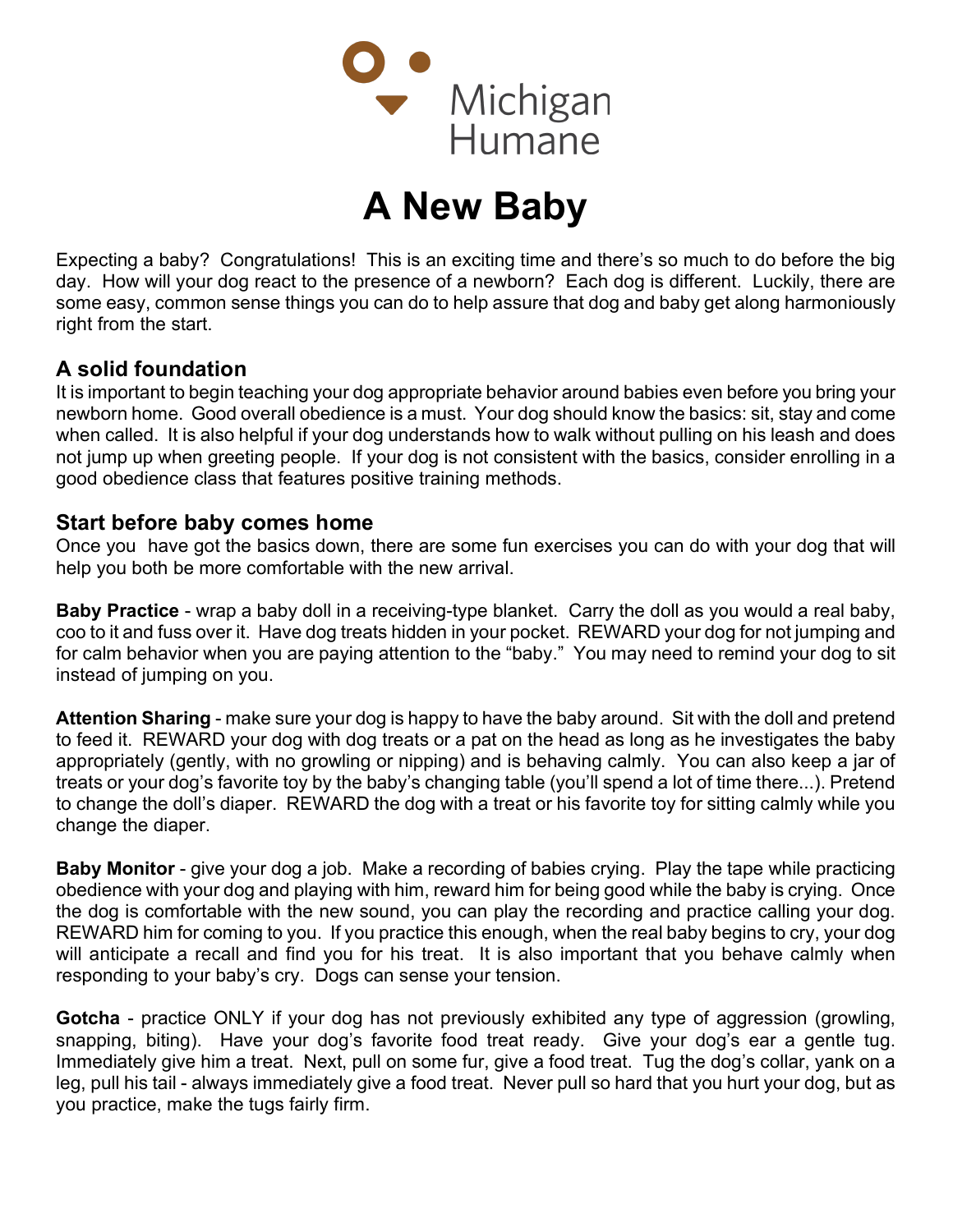Michigan Humane

# A New Baby

Expecting a baby? Congratulations! This is an exciting time and there's so much to do before the big day. How will your dog react to the presence of a newborn? Each dog is different. Luckily, there are some easy, common sense things you can do to help assure that dog and baby get along harmoniously right from the start.

## A solid foundation

It is important to begin teaching your dog appropriate behavior around babies even before you bring your newborn home. Good overall obedience is a must. Your dog should know the basics: sit, stay and come when called. It is also helpful if your dog understands how to walk without pulling on his leash and does not jump up when greeting people. If your dog is not consistent with the basics, consider enrolling in a good obedience class that features positive training methods.

## Start before baby comes home

Once you have got the basics down, there are some fun exercises you can do with your dog that will help you both be more comfortable with the new arrival.

**Baby Practice** - wrap a baby doll in a receiving-type blanket. Carry the doll as you would a real baby, coo to it and fuss over it. Have dog treats hidden in your pocket. REWARD your dog for not jumping and for calm behavior when you are paying attention to the "baby." You may need to remind your dog to sit instead of jumping on you.

**Attention Sharing** - make sure your dog is happy to have the baby around. Sit with the doll and pretend to feed it. REWARD your dog with dog treats or a pat on the head as long as he investigates the baby appropriately (gently, with no growling or nipping) and is behaving calmly. You can also keep a jar of treats or your dog's favorite toy by the baby's changing table (you'll spend a lot of time there...). Pretend to change the doll's diaper. REWARD the dog with a treat or his favorite toy for sitting calmly while you change the diaper.

**Baby Monitor** - give your dog a job. Make a recording of babies crying. Play the tape while practicing obedience with your dog and playing with him, reward him for being good while the baby is crying. Once the dog is comfortable with the new sound, you can play the recording and practice calling your dog. REWARD him for coming to you. If you practice this enough, when the real baby begins to cry, your dog will anticipate a recall and find you for his treat. It is also important that you behave calmly when responding to your baby's cry. Dogs can sense your tension.

**Gotcha** - practice ONLY if your dog has not previously exhibited any type of aggression (growling, snapping, biting). Have your dog's favorite food treat ready. Give your dog's ear a gentle tug. Immediately give him a treat. Next, pull on some fur, give a food treat. Tug the dog's collar, yank on a leg, pull his tail - always immediately give a food treat. Never pull so hard that you hurt your dog, but as you practice, make the tugs fairly firm.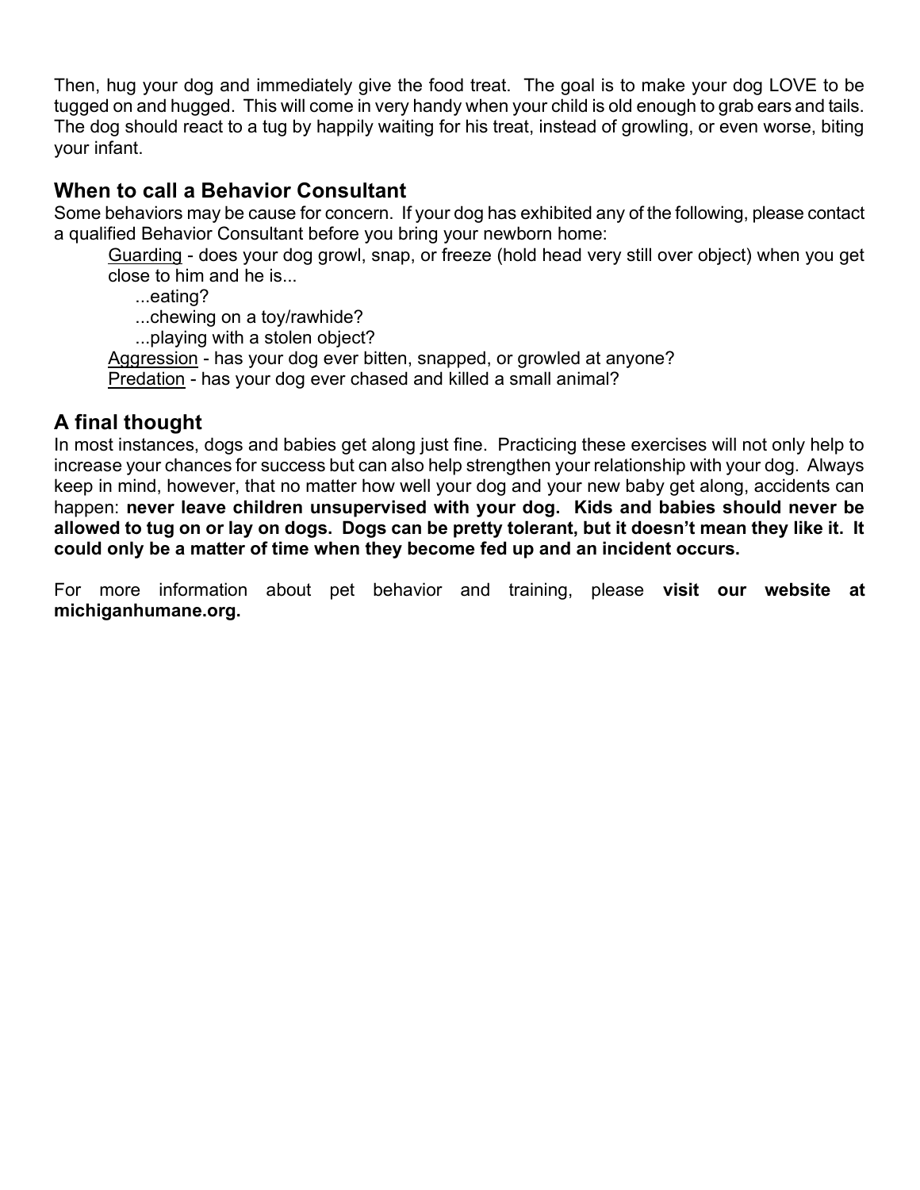Then, hug your dog and immediately give the food treat. The goal is to make your dog LOVE to be tugged on and hugged. This will come in very handy when your child is old enough to grab ears and tails. The dog should react to a tug by happily waiting for his treat, instead of growling, or even worse, biting your infant.

## When to call a Behavior Consultant

Some behaviors may be cause for concern. If your dog has exhibited any of the following, please contact a qualified Behavior Consultant before you bring your newborn home:

<u>Guarding</u> - does your dog growl, snap, or freeze (hold head very still over object) when you get close to him and he is...

...eating?

...chewing on a toy/rawhide?

...playing with a stolen object?

<u>Aggression</u> - has your dog ever bitten, snapped, or growled at anyone?

<u>Predation</u> - has your dog ever chased and killed a small animal?

## A final thought

In most instances, dogs and babies get along just fine. Practicing these exercises will not only help to increase your chances for success but can also help strengthen your relationship with your dog. Always keep in mind, however, that no matter how well your dog and your new baby get along, accidents can happen: **never leave children unsupervised with your dog. Kids and babies should never be allowed to tug on or lay on dogs. Dogs can be pretty tolerant, but it doesn't mean they like it. It could only be a matter of time when they become fed up and an incident occurs.**

For more information about pet behavior and training, please **visit our website at michiganhumane.org.**